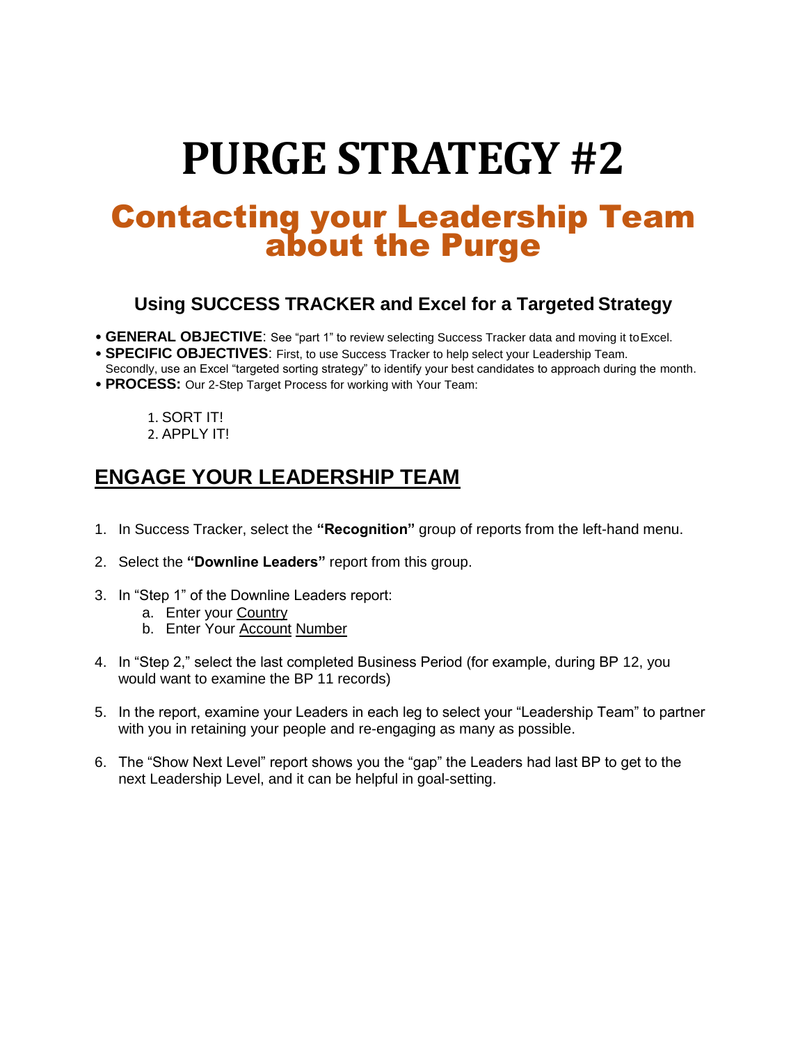# PURGE STRATEGY #2

## Contacting your Leadership Team about the Purge

### Using SUCCESS TRACKER and Excel for a Targeted Strategy

- **GENERAL OBJECTIVE**: See "part 1" to review selecting Success Tracker data and moving it to Excel.
- **SPECIFIC OBJECTIVES**: First, to use Success Tracker to help select your Leadership Team. Secondly, use an Excel "targeted sorting strategy" to identify your best candidates to approach during the month.
- **PROCESS:** Our 2-Step Target Process for working with Your Team:

  1. SORT IT!
  2. APPLY IT!

## ENGAGE YOUR LEADERSHIP TEAM

1. In Success Tracker, select the **"Recognition"** group of reports from the left-hand menu.
2. Select the **"Downline Leaders"** report from this group.
3. In "Step 1" of the Downline Leaders report:
   a. Enter your Country
   b. Enter Your Account Number
4. In "Step 2," select the last completed Business Period (for example, during BP 12, you would want to examine the BP 11 records)
5. In the report, examine your Leaders in each leg to select your "Leadership Team" to partner with you in retaining your people and re-engaging as many as possible.
6. The "Show Next Level" report shows you the "gap" the Leaders had last BP to get to the next Leadership Level, and it can be helpful in goal-setting.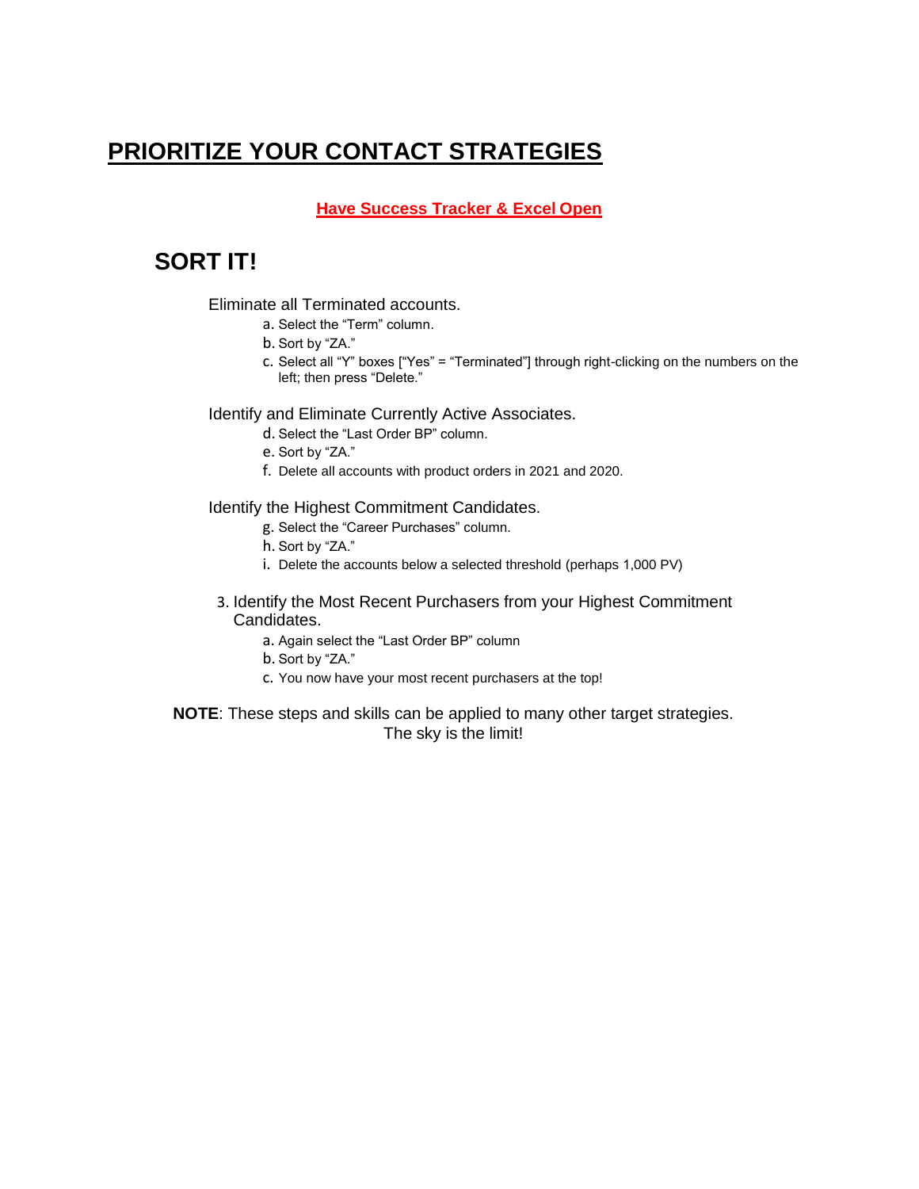# PRIORITIZE YOUR CONTACT STRATEGIES

**Have Success Tracker & Excel Open**

## SORT IT!

Eliminate all Terminated accounts.

a. Select the "Term" column.
b. Sort by "ZA."
c. Select all "Y" boxes ["Yes" = "Terminated"] through right-clicking on the numbers on the left; then press "Delete."

Identify and Eliminate Currently Active Associates.

d. Select the "Last Order BP" column.
e. Sort by "ZA."
f. Delete all accounts with product orders in 2021 and 2020.

Identify the Highest Commitment Candidates.

g. Select the "Career Purchases" column.
h. Sort by "ZA."
i. Delete the accounts below a selected threshold (perhaps 1,000 PV)

3. Identify the Most Recent Purchasers from your Highest Commitment Candidates.
   a. Again select the "Last Order BP" column
   b. Sort by "ZA."
   c. You now have your most recent purchasers at the top!

**NOTE**: These steps and skills can be applied to many other target strategies. The sky is the limit!